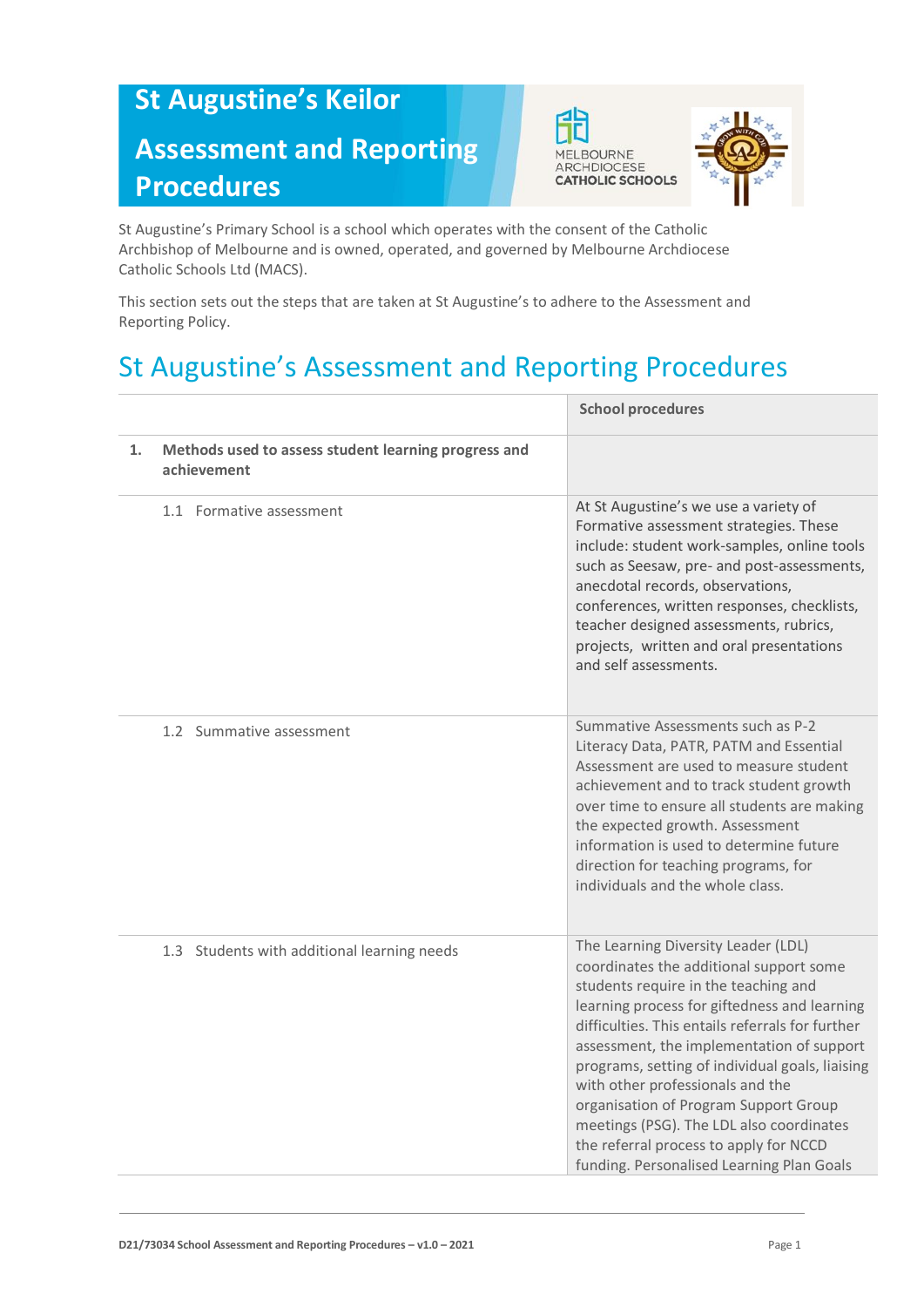# St Augustine's Keilor

# Assessment and Reporting Procedures

St Augustine's Primary School is a school which operates with the consent of the Catholic Archbishop of Melbourne and is owned, operated, and governed by Melbourne Archdiocese Catholic Schools Ltd (MACS).

This section sets out the steps that are taken at St Augustine's to adhere to the Assessment and Reporting Policy.

## St Augustine's Assessment and Reporting Procedures

| | School procedures |
|---|---|
| **1. Methods used to assess student learning progress and achievement** | |
| 1.1 Formative assessment | At St Augustine's we use a variety of Formative assessment strategies. These include: student work-samples, online tools such as Seesaw, pre- and post-assessments, anecdotal records, observations, conferences, written responses, checklists, teacher designed assessments, rubrics, projects, written and oral presentations and self assessments. |
| 1.2 Summative assessment | Summative Assessments such as P-2 Literacy Data, PATR, PATM and Essential Assessment are used to measure student achievement and to track student growth over time to ensure all students are making the expected growth. Assessment information is used to determine future direction for teaching programs, for individuals and the whole class. |
| 1.3 Students with additional learning needs | The Learning Diversity Leader (LDL) coordinates the additional support some students require in the teaching and learning process for giftedness and learning difficulties. This entails referrals for further assessment, the implementation of support programs, setting of individual goals, liaising with other professionals and the organisation of Program Support Group meetings (PSG). The LDL also coordinates the referral process to apply for NCCD funding. Personalised Learning Plan Goals |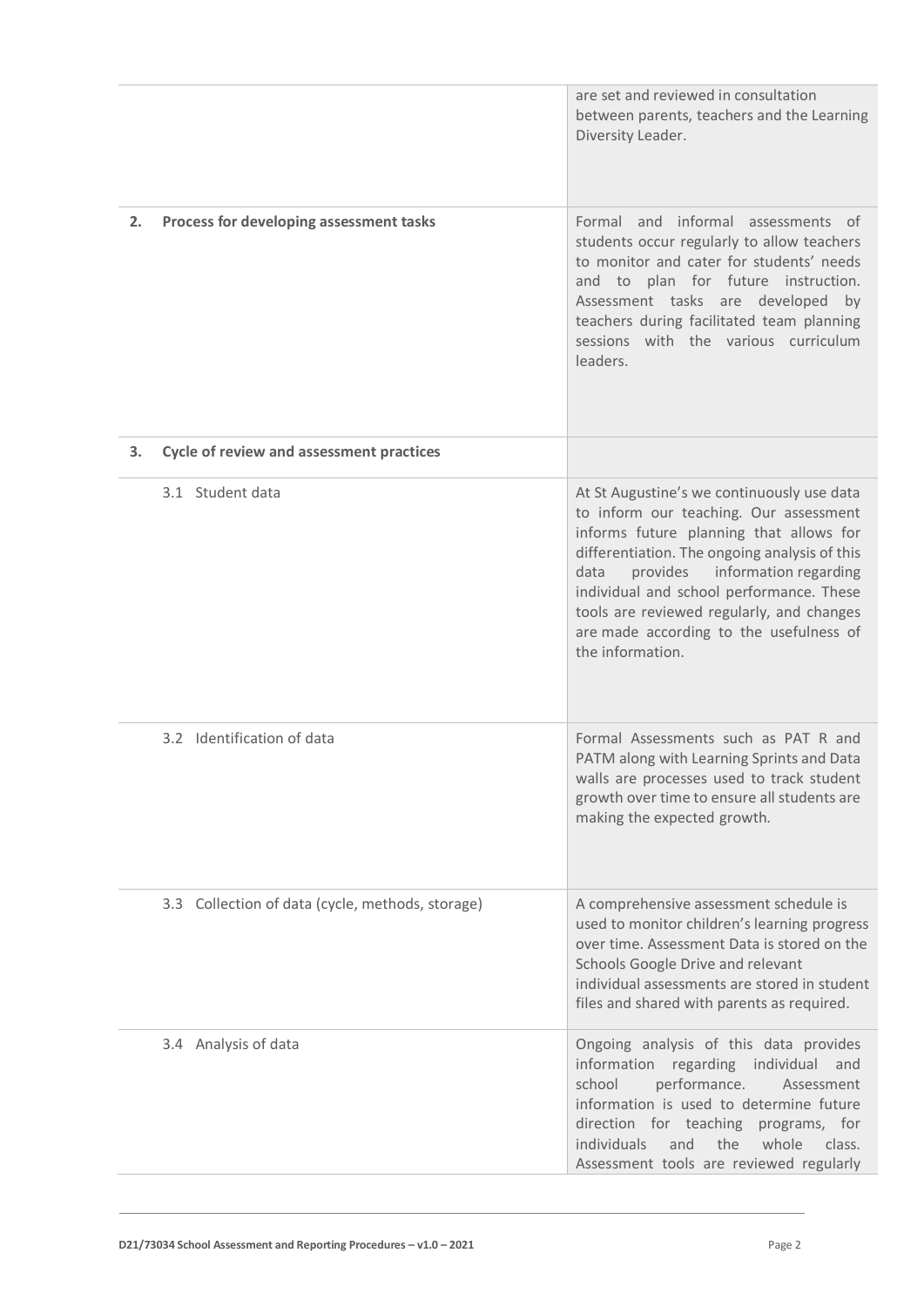| | |
|---|---|
| | are set and reviewed in consultation between parents, teachers and the Learning Diversity Leader. |
| **2. Process for developing assessment tasks** | Formal and informal assessments of students occur regularly to allow teachers to monitor and cater for students' needs and to plan for future instruction. Assessment tasks are developed by teachers during facilitated team planning sessions with the various curriculum leaders. |
| **3. Cycle of review and assessment practices** | |
| 3.1 Student data | At St Augustine's we continuously use data to inform our teaching. Our assessment informs future planning that allows for differentiation. The ongoing analysis of this data provides information regarding individual and school performance. These tools are reviewed regularly, and changes are made according to the usefulness of the information. |
| 3.2 Identification of data | Formal Assessments such as PAT R and PATM along with Learning Sprints and Data walls are processes used to track student growth over time to ensure all students are making the expected growth. |
| 3.3 Collection of data (cycle, methods, storage) | A comprehensive assessment schedule is used to monitor children's learning progress over time. Assessment Data is stored on the Schools Google Drive and relevant individual assessments are stored in student files and shared with parents as required. |
| 3.4 Analysis of data | Ongoing analysis of this data provides information regarding individual and school performance. Assessment information is used to determine future direction for teaching programs, for individuals and the whole class. Assessment tools are reviewed regularly |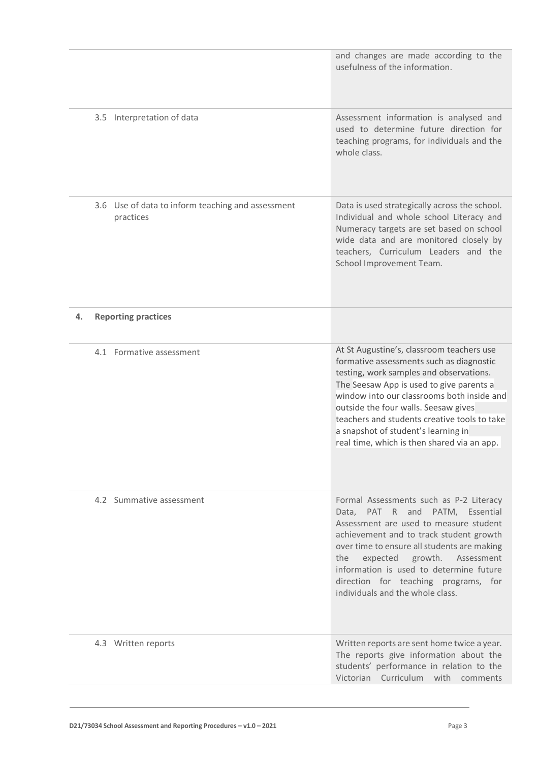| | |
|---|---|
| | and changes are made according to the usefulness of the information. |
| 3.5 Interpretation of data | Assessment information is analysed and used to determine future direction for teaching programs, for individuals and the whole class. |
| 3.6 Use of data to inform teaching and assessment practices | Data is used strategically across the school. Individual and whole school Literacy and Numeracy targets are set based on school wide data and are monitored closely by teachers, Curriculum Leaders and the School Improvement Team. |
| **4. Reporting practices** | |
| 4.1 Formative assessment | At St Augustine's, classroom teachers use formative assessments such as diagnostic testing, work samples and observations. The Seesaw App is used to give parents a window into our classrooms both inside and outside the four walls. Seesaw gives teachers and students creative tools to take a snapshot of student's learning in real time, which is then shared via an app. |
| 4.2 Summative assessment | Formal Assessments such as P-2 Literacy Data, PAT R and PATM, Essential Assessment are used to measure student achievement and to track student growth over time to ensure all students are making the expected growth. Assessment information is used to determine future direction for teaching programs, for individuals and the whole class. |
| 4.3 Written reports | Written reports are sent home twice a year. The reports give information about the students' performance in relation to the Victorian Curriculum with comments |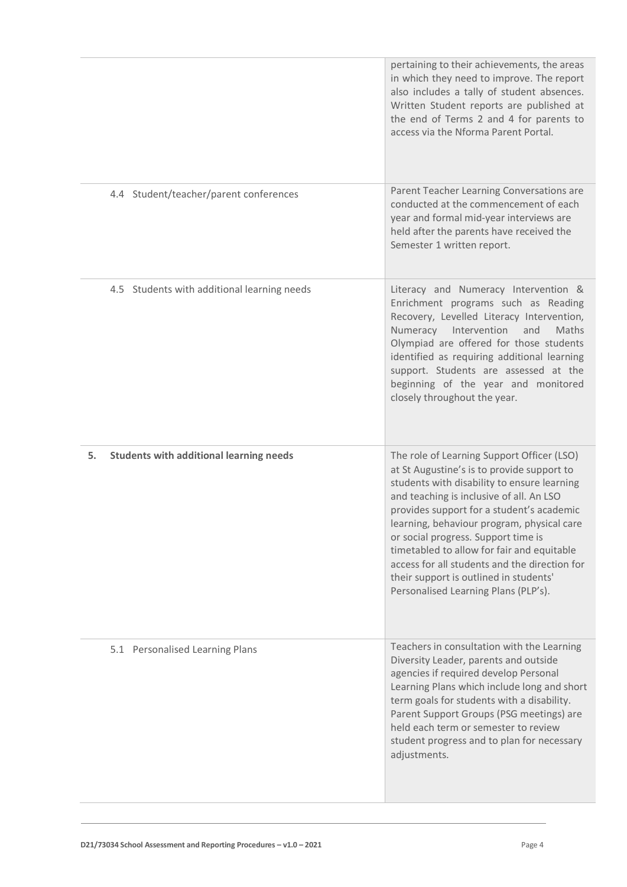| | |
|---|---|
| | pertaining to their achievements, the areas in which they need to improve. The report also includes a tally of student absences. Written Student reports are published at the end of Terms 2 and 4 for parents to access via the Nforma Parent Portal. |
| 4.4 Student/teacher/parent conferences | Parent Teacher Learning Conversations are conducted at the commencement of each year and formal mid-year interviews are held after the parents have received the Semester 1 written report. |
| 4.5 Students with additional learning needs | Literacy and Numeracy Intervention & Enrichment programs such as Reading Recovery, Levelled Literacy Intervention, Numeracy Intervention and Maths Olympiad are offered for those students identified as requiring additional learning support. Students are assessed at the beginning of the year and monitored closely throughout the year. |
| **5. Students with additional learning needs** | The role of Learning Support Officer (LSO) at St Augustine's is to provide support to students with disability to ensure learning and teaching is inclusive of all. An LSO provides support for a student's academic learning, behaviour program, physical care or social progress. Support time is timetabled to allow for fair and equitable access for all students and the direction for their support is outlined in students' Personalised Learning Plans (PLP's). |
| 5.1 Personalised Learning Plans | Teachers in consultation with the Learning Diversity Leader, parents and outside agencies if required develop Personal Learning Plans which include long and short term goals for students with a disability. Parent Support Groups (PSG meetings) are held each term or semester to review student progress and to plan for necessary adjustments. |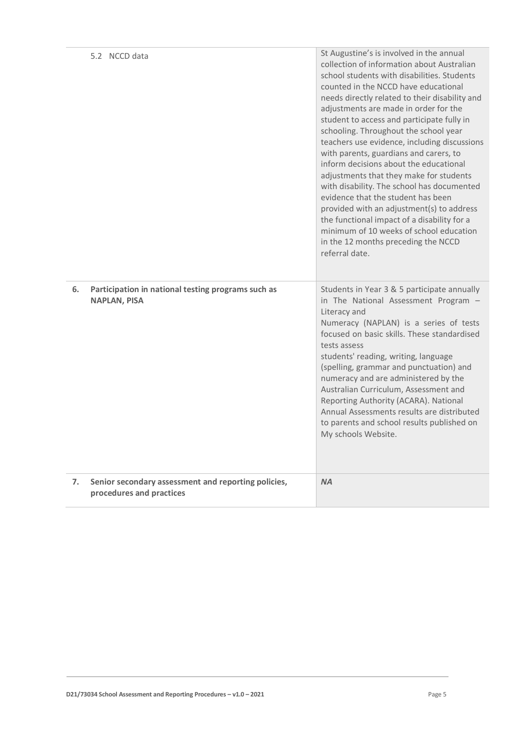| | |
|---|---|
| 5.2 NCCD data | St Augustine's is involved in the annual collection of information about Australian school students with disabilities. Students counted in the NCCD have educational needs directly related to their disability and adjustments are made in order for the student to access and participate fully in schooling. Throughout the school year teachers use evidence, including discussions with parents, guardians and carers, to inform decisions about the educational adjustments that they make for students with disability. The school has documented evidence that the student has been provided with an adjustment(s) to address the functional impact of a disability for a minimum of 10 weeks of school education in the 12 months preceding the NCCD referral date. |
| **6. Participation in national testing programs such as NAPLAN, PISA** | Students in Year 3 & 5 participate annually in The National Assessment Program – Literacy and Numeracy (NAPLAN) is a series of tests focused on basic skills. These standardised tests assess students' reading, writing, language (spelling, grammar and punctuation) and numeracy and are administered by the Australian Curriculum, Assessment and Reporting Authority (ACARA). National Annual Assessments results are distributed to parents and school results published on My schools Website. |
| **7. Senior secondary assessment and reporting policies, procedures and practices** | ***NA*** |